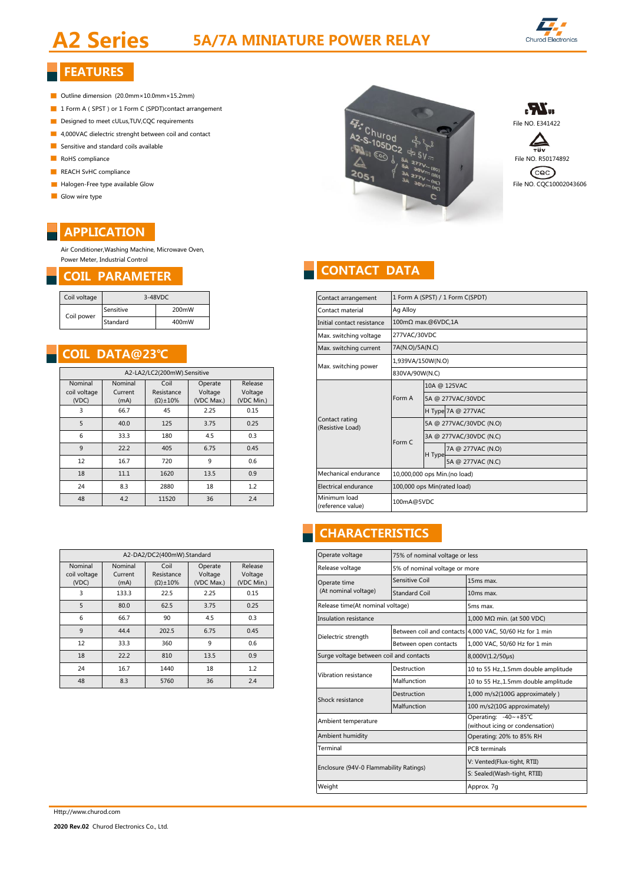# A2 Series

## 5A/7A MINIATURE POWER RELAY

Churod Electronics

## FEATURES

- Outline dimension (20.0mm×10.0mm×15.2mm)
- 1 Form A ( SPST ) or 1 Form C (SPDT)contact arrangement
- Designed to meet cULus,TUV,CQC requirements
- 4,000VAC dielectric strenght between coil and contact
- Sensitive and standard coils available
- RoHS compliance
- REACH SvHC compliance
- Halogen-Free type available Glow
- Glow wire type

File NO. E341422

File NO. R50174892

File NO. CQC10002043606

## APPLICATION

Air Conditioner,Washing Machine, Microwave Oven, Power Meter, Industrial Control

## COIL PARAMETER

| Coil voltage | 3-48VDC | |
|---|---|---|
| Coil power | Sensitive | 200mW |
| | Standard | 400mW |

## COIL DATA@23℃

| A2-LA2/LC2(200mW).Sensitive | | | | |
|---|---|---|---|---|
| Nominal coil voltage (VDC) | Nominal Current (mA) | Coil Resistance (Ω)±10% | Operate Voltage (VDC Max.) | Release Voltage (VDC Min.) |
| 3 | 66.7 | 45 | 2.25 | 0.15 |
| 5 | 40.0 | 125 | 3.75 | 0.25 |
| 6 | 33.3 | 180 | 4.5 | 0.3 |
| 9 | 22.2 | 405 | 6.75 | 0.45 |
| 12 | 16.7 | 720 | 9 | 0.6 |
| 18 | 11.1 | 1620 | 13.5 | 0.9 |
| 24 | 8.3 | 2880 | 18 | 1.2 |
| 48 | 4.2 | 11520 | 36 | 2.4 |

| A2-DA2/DC2(400mW).Standard | | | | |
|---|---|---|---|---|
| Nominal coil voltage (VDC) | Nominal Current (mA) | Coil Resistance (Ω)±10% | Operate Voltage (VDC Max.) | Release Voltage (VDC Min.) |
| 3 | 133.3 | 22.5 | 2.25 | 0.15 |
| 5 | 80.0 | 62.5 | 3.75 | 0.25 |
| 6 | 66.7 | 90 | 4.5 | 0.3 |
| 9 | 44.4 | 202.5 | 6.75 | 0.45 |
| 12 | 33.3 | 360 | 9 | 0.6 |
| 18 | 22.2 | 810 | 13.5 | 0.9 |
| 24 | 16.7 | 1440 | 18 | 1.2 |
| 48 | 8.3 | 5760 | 36 | 2.4 |

## CONTACT DATA

| Contact arrangement | 1 Form A (SPST) / 1 Form C(SPDT) | | |
|---|---|---|---|
| Contact material | Ag Alloy | | |
| Initial contact resistance | 100mΩ max.@6VDC,1A | | |
| Max. switching voltage | 277VAC/30VDC | | |
| Max. switching current | 7A(N.O)/5A(N.C) | | |
| Max. switching power | 1,939VA/150W(N.O) | | |
| | 830VA/90W(N.C) | | |
| Contact rating (Resistive Load) | Form A | | 10A @ 125VAC |
| | | | 5A @ 277VAC/30VDC |
| | | H Type | 7A @ 277VAC |
| | Form C | | 5A @ 277VAC/30VDC (N.O) |
| | | | 3A @ 277VAC/30VDC (N.C) |
| | | H Type | 7A @ 277VAC (N.O) |
| | | | 5A @ 277VAC (N.C) |
| Mechanical endurance | 10,000,000 ops Min.(no load) | | |
| Electrical endurance | 100,000 ops Min(rated load) | | |
| Minimum load (reference value) | 100mA@5VDC | | |

## CHARACTERISTICS

| Operate voltage | 75% of nominal voltage or less | |
|---|---|---|
| Release voltage | 5% of nominal voltage or more | |
| Operate time (At nominal voltage) | Sensitive Coil | 15ms max. |
| | Standard Coil | 10ms max. |
| Release time(At nominal voltage) | | 5ms max. |
| Insulation resistance | | 1,000 MΩ min. (at 500 VDC) |
| Dielectric strength | Between coil and contacts | 4,000 VAC, 50/60 Hz for 1 min |
| | Between open contacts | 1,000 VAC, 50/60 Hz for 1 min |
| Surge voltage between coil and contacts | | 8,000V(1.2/50μs) |
| Vibration resistance | Destruction | 10 to 55 Hz.,1.5mm double amplitude |
| | Malfunction | 10 to 55 Hz.,1.5mm double amplitude |
| Shock resistance | Destruction | 1,000 m/s2(100G approximately ) |
| | Malfunction | 100 m/s2(10G approximately) |
| Ambient temperature | | Operating: -40~+85℃ (without icing or condensation) |
| Ambient humidity | | Operating: 20% to 85% RH |
| Terminal | | PCB terminals |
| Enclosure (94V-0 Flammability Ratings) | | V: Vented(Flux-tight, RTII) |
| | | S: Sealed(Wash-tight, RTIII) |
| Weight | | Approx. 7g |

Http://www.churod.com

**2020 Rev.02** Churod Electronics Co., Ltd.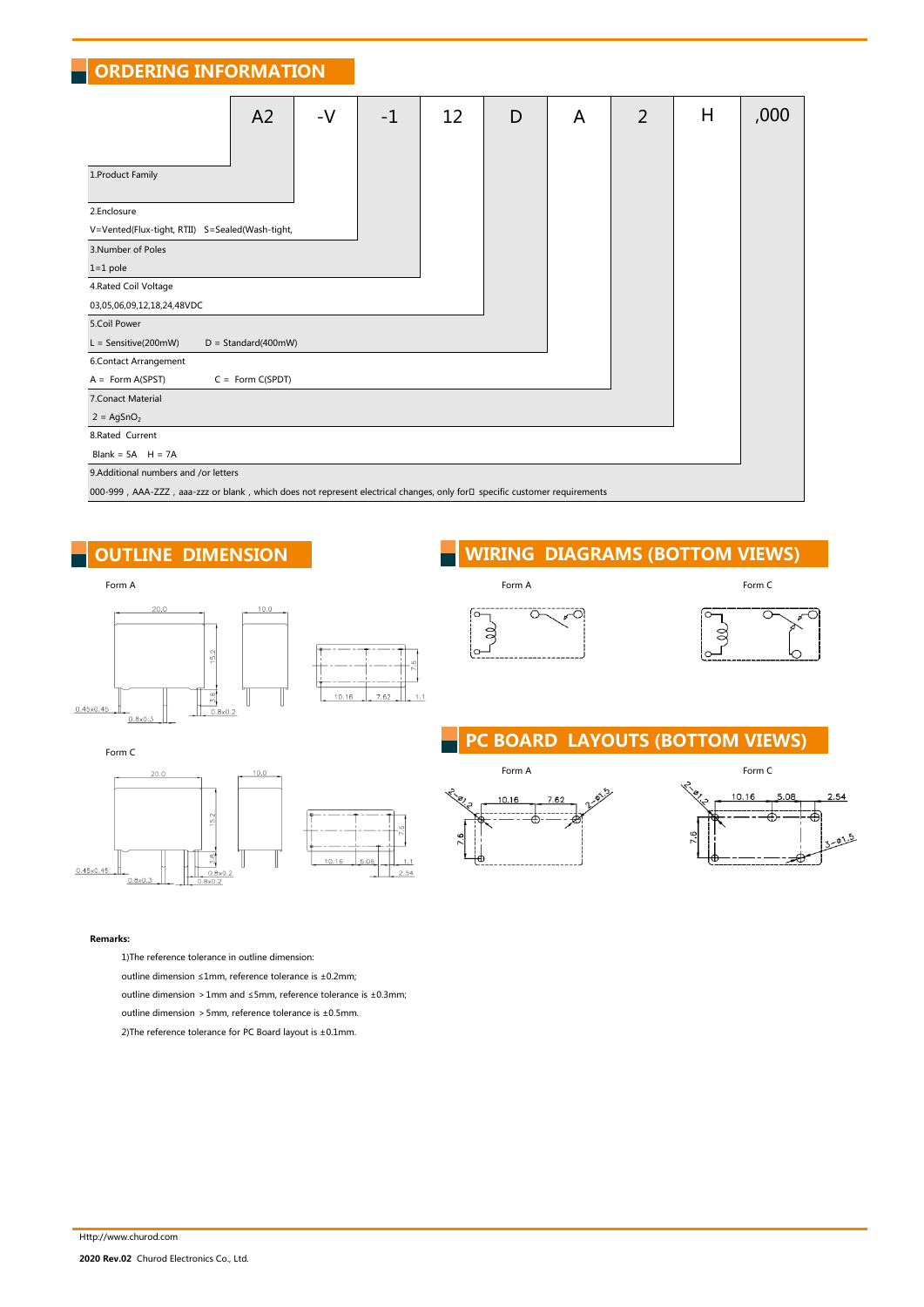## ORDERING INFORMATION

| A2 | -V | -1 | 12 | D | A | 2 | H | ,000 |
|---|---|---|---|---|---|---|---|---|

1.Product Family

2.Enclosure
V=Vented(Flux-tight, RTII) S=Sealed(Wash-tight,

3.Number of Poles
1=1 pole

4.Rated Coil Voltage
03,05,06,09,12,18,24,48VDC

5.Coil Power
L = Sensitive(200mW) D = Standard(400mW)

6.Contact Arrangement
A = Form A(SPST) C = Form C(SPDT)

7.Conact Material
2 = $AgSnO_2$

8.Rated Current
Blank = 5A H = 7A

9.Additional numbers and /or letters
000-999 , AAA-ZZZ , aaa-zzz or blank , which does not represent electrical changes, only for specific customer requirements

## OUTLINE DIMENSION

Form A

Form C

## WIRING DIAGRAMS (BOTTOM VIEWS)

Form A Form C

## PC BOARD LAYOUTS (BOTTOM VIEWS)

Form A Form C

**Remarks:**

1)The reference tolerance in outline dimension:

outline dimension ≤1mm, reference tolerance is ±0.2mm;

outline dimension ＞1mm and ≤5mm, reference tolerance is ±0.3mm;

outline dimension ＞5mm, reference tolerance is ±0.5mm.

2)The reference tolerance for PC Board layout is ±0.1mm.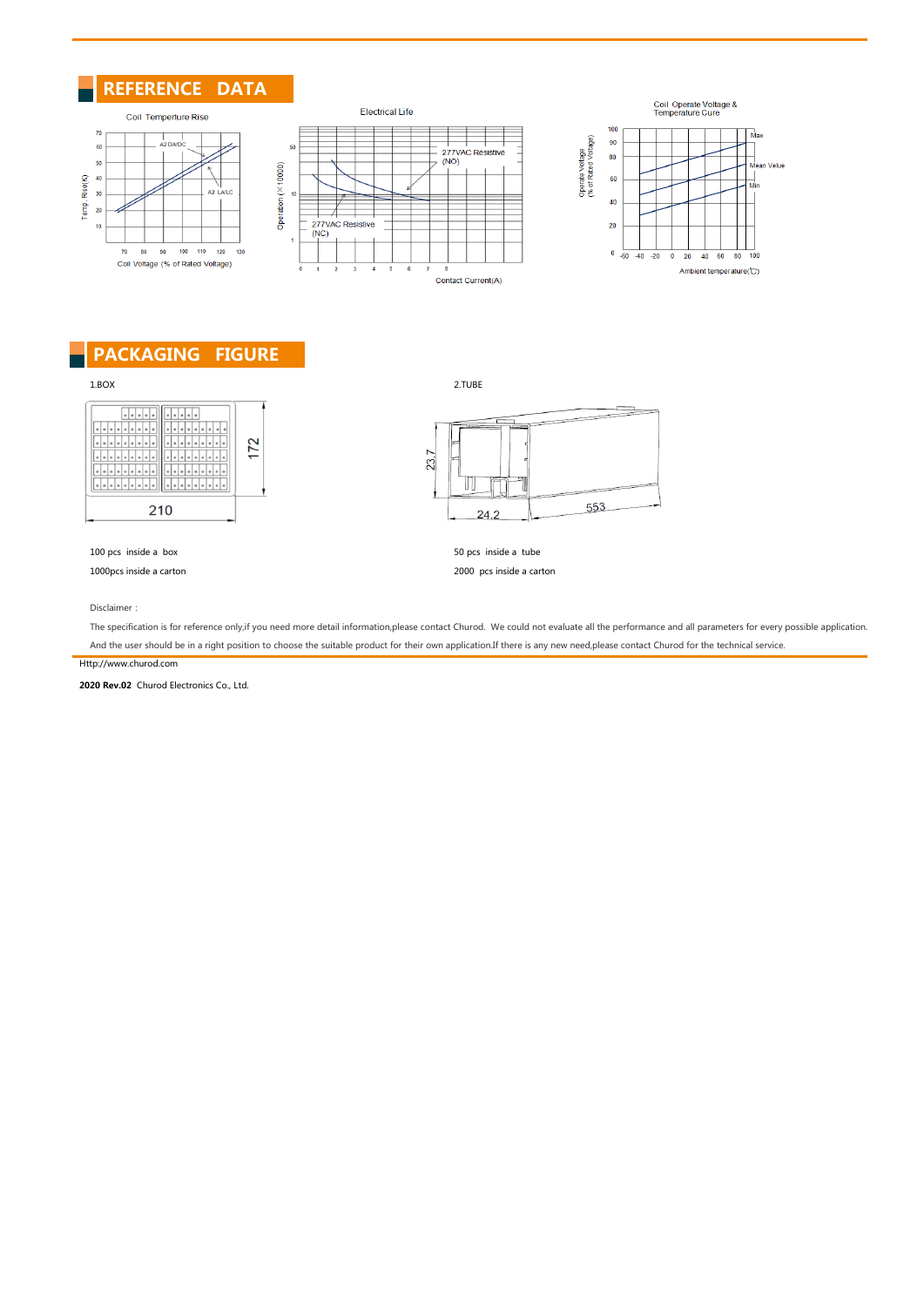## REFERENCE DATA

Coil Temperture Rise

70
60
50
40
30
20
10

Temp. Rise(K)

A2 DA/DC

A2 LA/LC

70 80 90 100 110 120 130

Coil Voltage (% of Rated Voltage)

Electrical Life

50
10
1

Operation (×10000)

277VAC Resistive (NO)

277VAC Resistive (NC)

0 1 2 3 4 5 6 7 8

Contact Current(A)

Coil Operate Voltage & Temperature Cure

Operate Voltage (% of Rated Voltage)

100
90
80
60
40
20
0

Max

Mean Velue

Min

-60 -40 -20 0 20 40 60 80 100

Ambient temperature(℃)

## PACKAGING FIGURE

1.BOX

172

210

100 pcs inside a box

1000pcs inside a carton

2.TUBE

23.7

24.2

553

50 pcs inside a tube

2000 pcs inside a carton

Disclaimer：

The specification is for reference only,if you need more detail information,please contact Churod. We could not evaluate all the performance and all parameters for every possible application. And the user should be in a right position to choose the suitable product for their own application.If there is any new need,please contact Churod for the technical service.

Http://www.churod.com

**2020 Rev.02** Churod Electronics Co., Ltd.